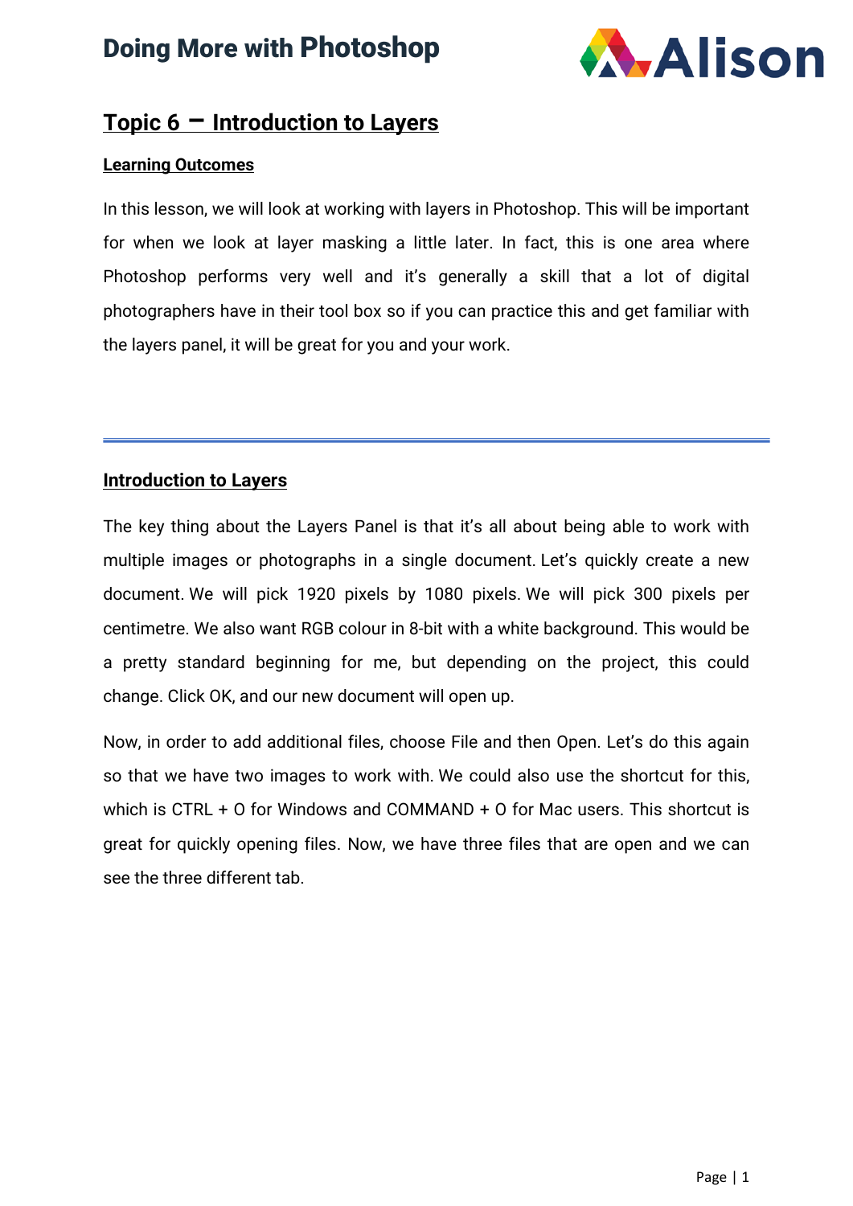## Topic 6 – Introduction to Layers

### Learning Outcomes

In this lesson, we will look at working with layers in Photoshop. This will be important for when we look at layer masking a little later. In fact, this is one area where Photoshop performs very well and it's generally a skill that a lot of digital photographers have in their tool box so if you can practice this and get familiar with the layers panel, it will be great for you and your work.

---

### Introduction to Layers

The key thing about the Layers Panel is that it's all about being able to work with multiple images or photographs in a single document. Let's quickly create a new document. We will pick 1920 pixels by 1080 pixels. We will pick 300 pixels per centimetre. We also want RGB colour in 8-bit with a white background. This would be a pretty standard beginning for me, but depending on the project, this could change. Click OK, and our new document will open up.

Now, in order to add additional files, choose File and then Open. Let's do this again so that we have two images to work with. We could also use the shortcut for this, which is CTRL + O for Windows and COMMAND + O for Mac users. This shortcut is great for quickly opening files. Now, we have three files that are open and we can see the three different tab.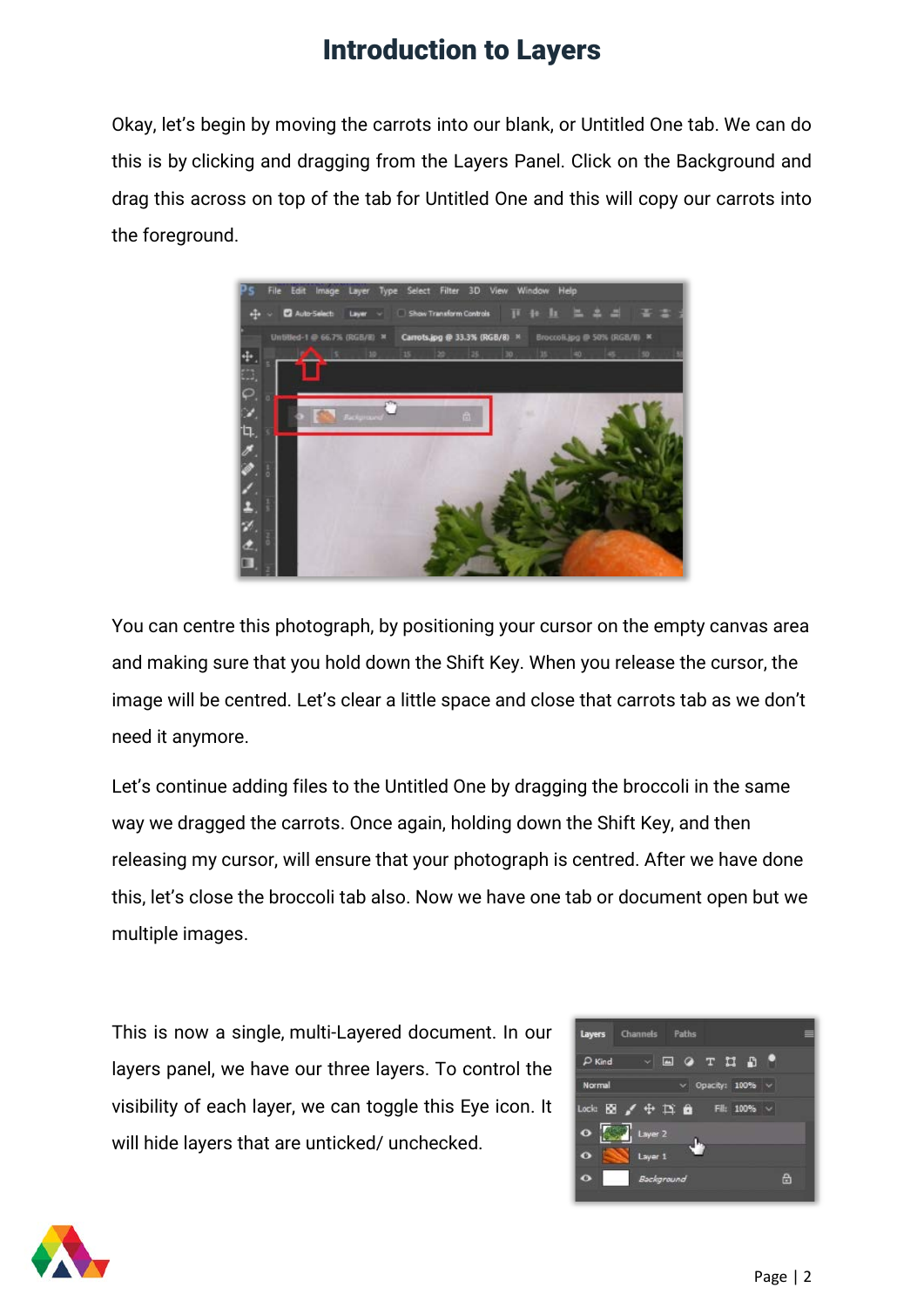# Introduction to Layers

Okay, let's begin by moving the carrots into our blank, or Untitled One tab. We can do this is by clicking and dragging from the Layers Panel. Click on the Background and drag this across on top of the tab for Untitled One and this will copy our carrots into the foreground.

You can centre this photograph, by positioning your cursor on the empty canvas area and making sure that you hold down the Shift Key. When you release the cursor, the image will be centred. Let's clear a little space and close that carrots tab as we don't need it anymore.

Let's continue adding files to the Untitled One by dragging the broccoli in the same way we dragged the carrots. Once again, holding down the Shift Key, and then releasing my cursor, will ensure that your photograph is centred. After we have done this, let's close the broccoli tab also. Now we have one tab or document open but we multiple images.

This is now a single, multi-Layered document. In our layers panel, we have our three layers. To control the visibility of each layer, we can toggle this Eye icon. It will hide layers that are unticked/ unchecked.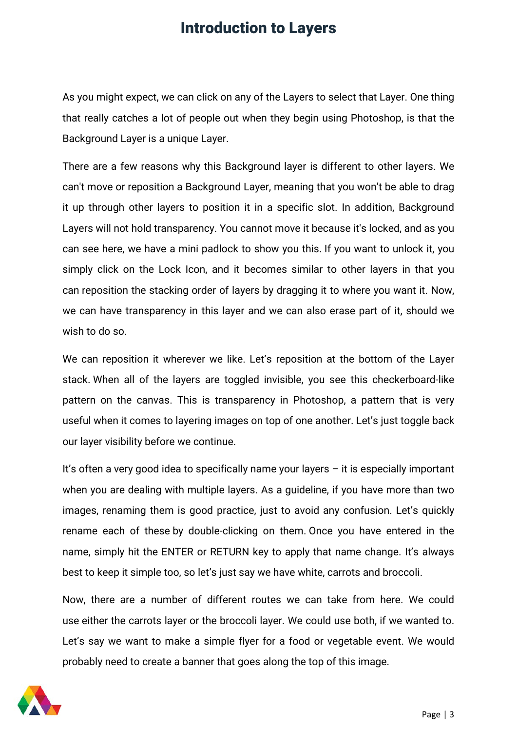# Introduction to Layers

As you might expect, we can click on any of the Layers to select that Layer. One thing that really catches a lot of people out when they begin using Photoshop, is that the Background Layer is a unique Layer.

There are a few reasons why this Background layer is different to other layers. We can't move or reposition a Background Layer, meaning that you won't be able to drag it up through other layers to position it in a specific slot. In addition, Background Layers will not hold transparency. You cannot move it because it's locked, and as you can see here, we have a mini padlock to show you this. If you want to unlock it, you simply click on the Lock Icon, and it becomes similar to other layers in that you can reposition the stacking order of layers by dragging it to where you want it. Now, we can have transparency in this layer and we can also erase part of it, should we wish to do so.

We can reposition it wherever we like. Let's reposition at the bottom of the Layer stack. When all of the layers are toggled invisible, you see this checkerboard-like pattern on the canvas. This is transparency in Photoshop, a pattern that is very useful when it comes to layering images on top of one another. Let's just toggle back our layer visibility before we continue.

It's often a very good idea to specifically name your layers – it is especially important when you are dealing with multiple layers. As a guideline, if you have more than two images, renaming them is good practice, just to avoid any confusion. Let's quickly rename each of these by double-clicking on them. Once you have entered in the name, simply hit the ENTER or RETURN key to apply that name change. It's always best to keep it simple too, so let's just say we have white, carrots and broccoli.

Now, there are a number of different routes we can take from here. We could use either the carrots layer or the broccoli layer. We could use both, if we wanted to. Let's say we want to make a simple flyer for a food or vegetable event. We would probably need to create a banner that goes along the top of this image.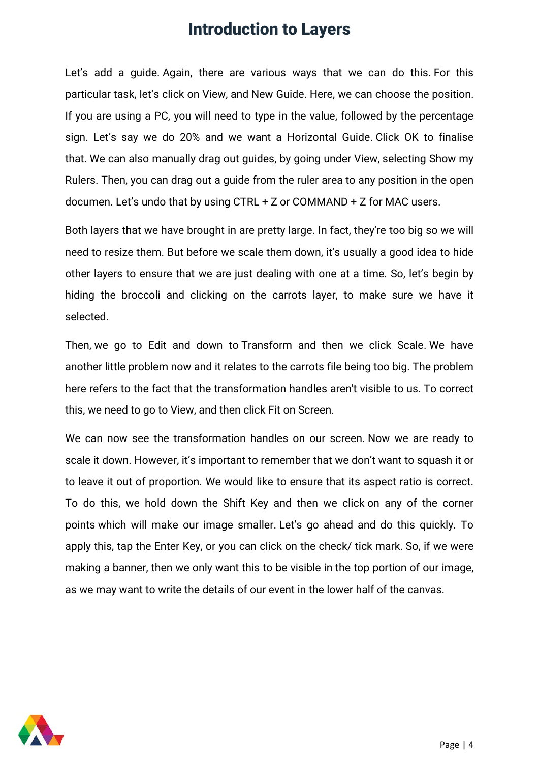# Introduction to Layers

Let's add a guide. Again, there are various ways that we can do this. For this particular task, let's click on View, and New Guide. Here, we can choose the position. If you are using a PC, you will need to type in the value, followed by the percentage sign. Let's say we do 20% and we want a Horizontal Guide. Click OK to finalise that. We can also manually drag out guides, by going under View, selecting Show my Rulers. Then, you can drag out a guide from the ruler area to any position in the open documen. Let's undo that by using CTRL + Z or COMMAND + Z for MAC users.

Both layers that we have brought in are pretty large. In fact, they're too big so we will need to resize them. But before we scale them down, it's usually a good idea to hide other layers to ensure that we are just dealing with one at a time. So, let's begin by hiding the broccoli and clicking on the carrots layer, to make sure we have it selected.

Then, we go to Edit and down to Transform and then we click Scale. We have another little problem now and it relates to the carrots file being too big. The problem here refers to the fact that the transformation handles aren't visible to us. To correct this, we need to go to View, and then click Fit on Screen.

We can now see the transformation handles on our screen. Now we are ready to scale it down. However, it's important to remember that we don't want to squash it or to leave it out of proportion. We would like to ensure that its aspect ratio is correct. To do this, we hold down the Shift Key and then we click on any of the corner points which will make our image smaller. Let's go ahead and do this quickly. To apply this, tap the Enter Key, or you can click on the check/ tick mark. So, if we were making a banner, then we only want this to be visible in the top portion of our image, as we may want to write the details of our event in the lower half of the canvas.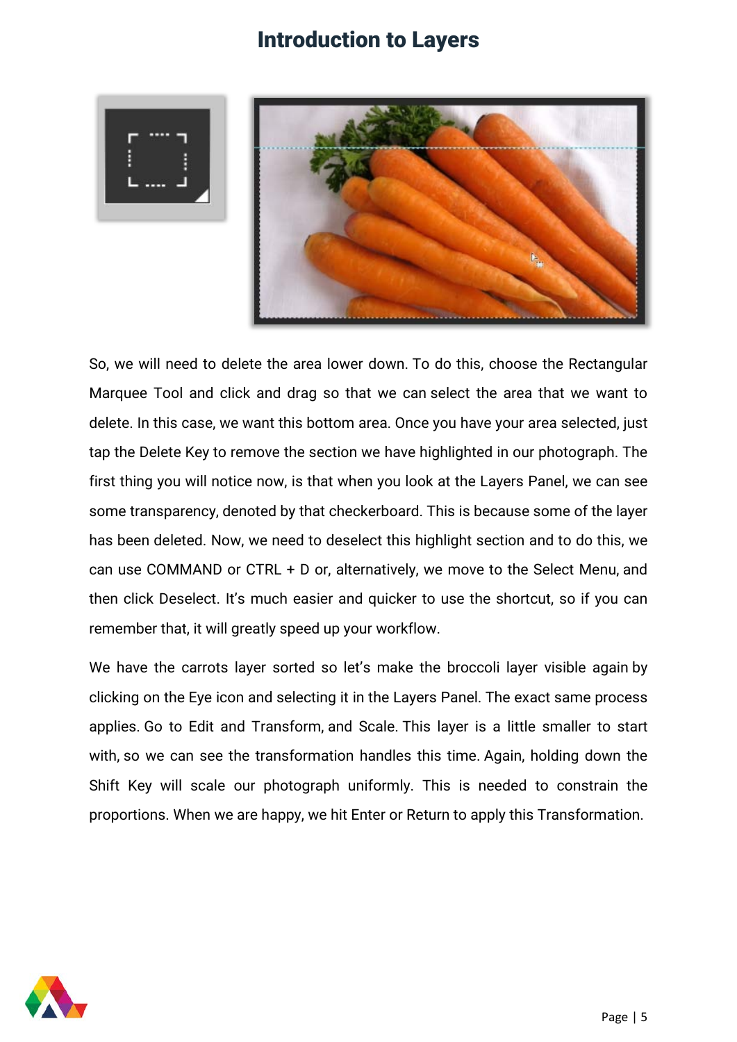# Introduction to Layers

So, we will need to delete the area lower down. To do this, choose the Rectangular Marquee Tool and click and drag so that we can select the area that we want to delete. In this case, we want this bottom area. Once you have your area selected, just tap the Delete Key to remove the section we have highlighted in our photograph. The first thing you will notice now, is that when you look at the Layers Panel, we can see some transparency, denoted by that checkerboard. This is because some of the layer has been deleted. Now, we need to deselect this highlight section and to do this, we can use COMMAND or CTRL + D or, alternatively, we move to the Select Menu, and then click Deselect. It's much easier and quicker to use the shortcut, so if you can remember that, it will greatly speed up your workflow.

We have the carrots layer sorted so let's make the broccoli layer visible again by clicking on the Eye icon and selecting it in the Layers Panel. The exact same process applies. Go to Edit and Transform, and Scale. This layer is a little smaller to start with, so we can see the transformation handles this time. Again, holding down the Shift Key will scale our photograph uniformly. This is needed to constrain the proportions. When we are happy, we hit Enter or Return to apply this Transformation.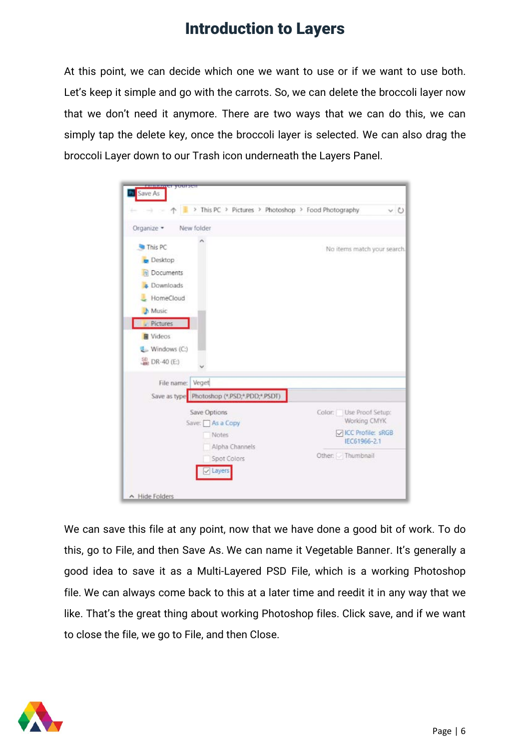# Introduction to Layers

At this point, we can decide which one we want to use or if we want to use both. Let's keep it simple and go with the carrots. So, we can delete the broccoli layer now that we don't need it anymore. There are two ways that we can do this, we can simply tap the delete key, once the broccoli layer is selected. We can also drag the broccoli Layer down to our Trash icon underneath the Layers Panel.

We can save this file at any point, now that we have done a good bit of work. To do this, go to File, and then Save As. We can name it Vegetable Banner. It's generally a good idea to save it as a Multi-Layered PSD File, which is a working Photoshop file. We can always come back to this at a later time and reedit it in any way that we like. That's the great thing about working Photoshop files. Click save, and if we want to close the file, we go to File, and then Close.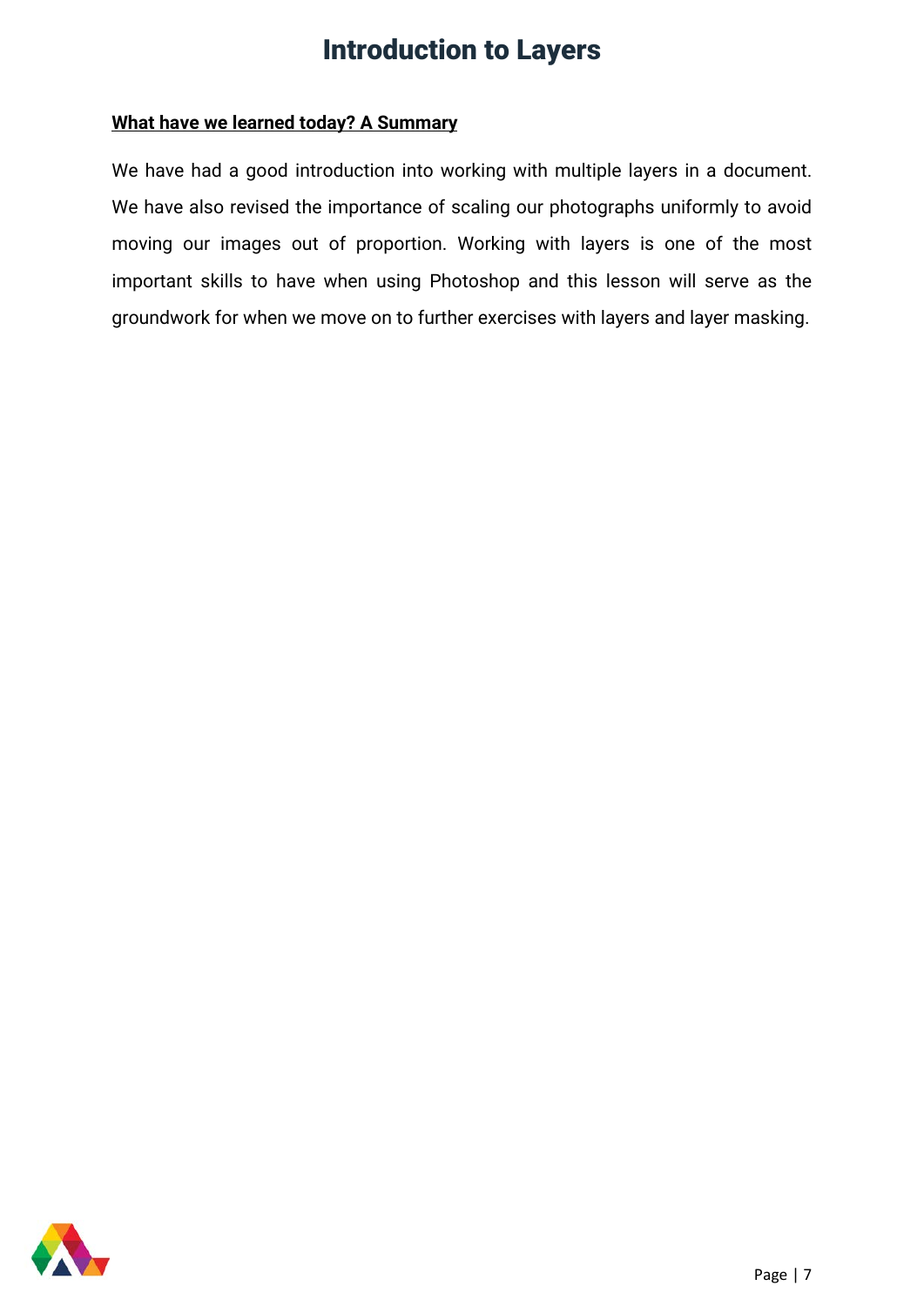# Introduction to Layers

**What have we learned today? A Summary**

We have had a good introduction into working with multiple layers in a document. We have also revised the importance of scaling our photographs uniformly to avoid moving our images out of proportion. Working with layers is one of the most important skills to have when using Photoshop and this lesson will serve as the groundwork for when we move on to further exercises with layers and layer masking.